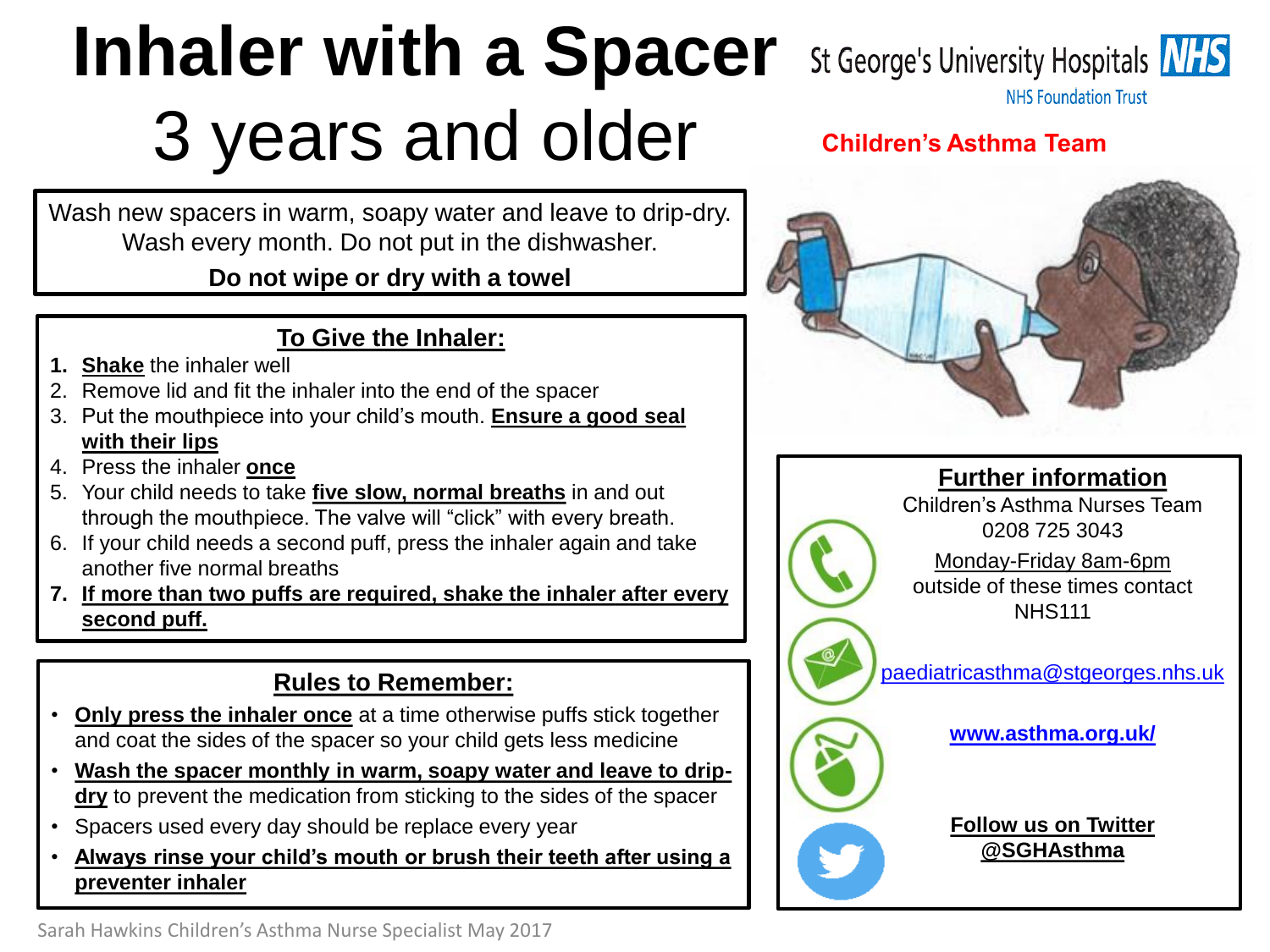# Inhaler with a Spacer

## 3 years and older

St George's University Hospitals NHS Foundation Trust

**Children's Asthma Team**

Wash new spacers in warm, soapy water and leave to drip-dry. Wash every month. Do not put in the dishwasher.

**Do not wipe or dry with a towel**

### To Give the Inhaler:

1. **Shake** the inhaler well
2. Remove lid and fit the inhaler into the end of the spacer
3. Put the mouthpiece into your child's mouth. **Ensure a good seal with their lips**
4. Press the inhaler **once**
5. Your child needs to take **five slow, normal breaths** in and out through the mouthpiece. The valve will "click" with every breath.
6. If your child needs a second puff, press the inhaler again and take another five normal breaths
7. **If more than two puffs are required, shake the inhaler after every second puff.**

### Rules to Remember:

- **Only press the inhaler once** at a time otherwise puffs stick together and coat the sides of the spacer so your child gets less medicine
- **Wash the spacer monthly in warm, soapy water and leave to drip-dry** to prevent the medication from sticking to the sides of the spacer
- Spacers used every day should be replace every year
- **Always rinse your child's mouth or brush their teeth after using a preventer inhaler**

### Further information

Children's Asthma Nurses Team
0208 725 3043

Monday-Friday 8am-6pm
outside of these times contact NHS111

paediatricasthma@stgeorges.nhs.uk

**www.asthma.org.uk/**

**Follow us on Twitter @SGHAsthma**

Sarah Hawkins Children's Asthma Nurse Specialist May 2017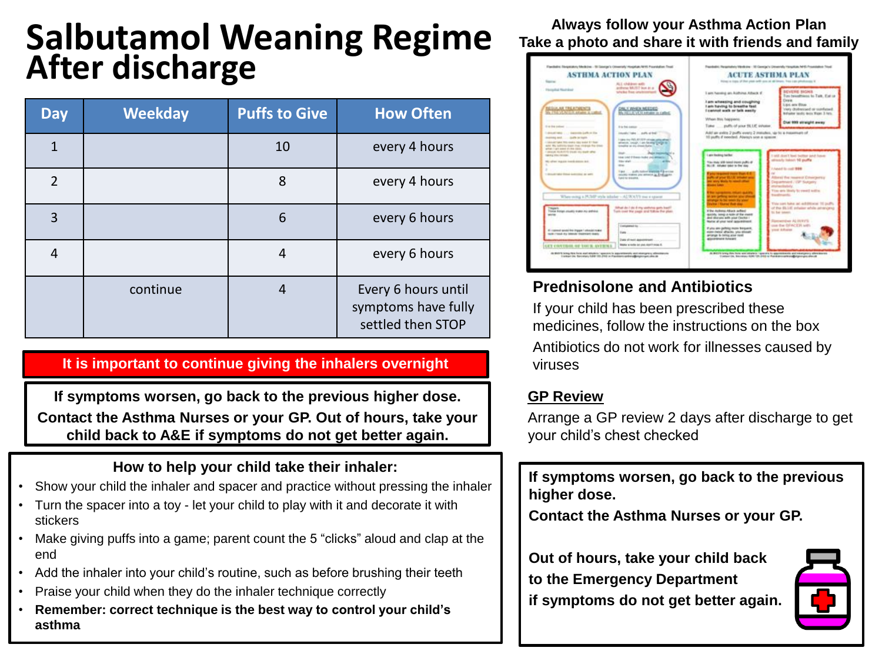# Salbutamol Weaning Regime After discharge

| Day | Weekday | Puffs to Give | How Often |
|---|---|---|---|
| 1 | | 10 | every 4 hours |
| 2 | | 8 | every 4 hours |
| 3 | | 6 | every 6 hours |
| 4 | | 4 | every 6 hours |
| | continue | 4 | Every 6 hours until symptoms have fully settled then STOP |

**It is important to continue giving the inhalers overnight**

**If symptoms worsen, go back to the previous higher dose. Contact the Asthma Nurses or your GP. Out of hours, take your child back to A&E if symptoms do not get better again.**

**How to help your child take their inhaler:**

- Show your child the inhaler and spacer and practice without pressing the inhaler
- Turn the spacer into a toy - let your child to play with it and decorate it with stickers
- Make giving puffs into a game; parent count the 5 "clicks" aloud and clap at the end
- Add the inhaler into your child's routine, such as before brushing their teeth
- Praise your child when they do the inhaler technique correctly
- **Remember: correct technique is the best way to control your child's asthma**

**Always follow your Asthma Action Plan**
**Take a photo and share it with friends and family**

## Prednisolone and Antibiotics

If your child has been prescribed these medicines, follow the instructions on the box

Antibiotics do not work for illnesses caused by viruses

## GP Review

Arrange a GP review 2 days after discharge to get your child's chest checked

**If symptoms worsen, go back to the previous higher dose.**

**Contact the Asthma Nurses or your GP.**

**Out of hours, take your child back to the Emergency Department if symptoms do not get better again.**